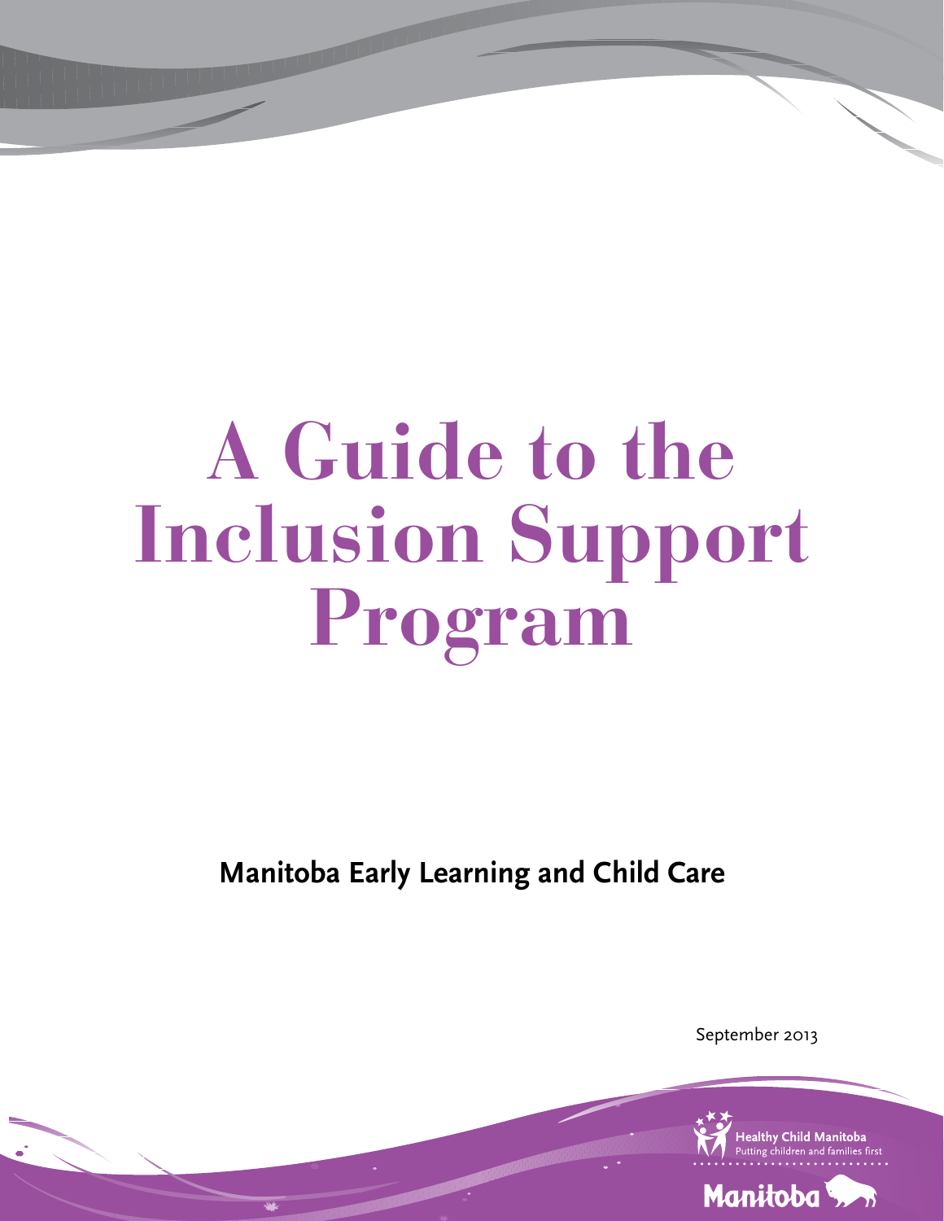# A Guide to the Inclusion Support Program

**Manitoba Early Learning and Child Care**

September 2013

Healthy Child Manitoba
Putting children and families first

Manitoba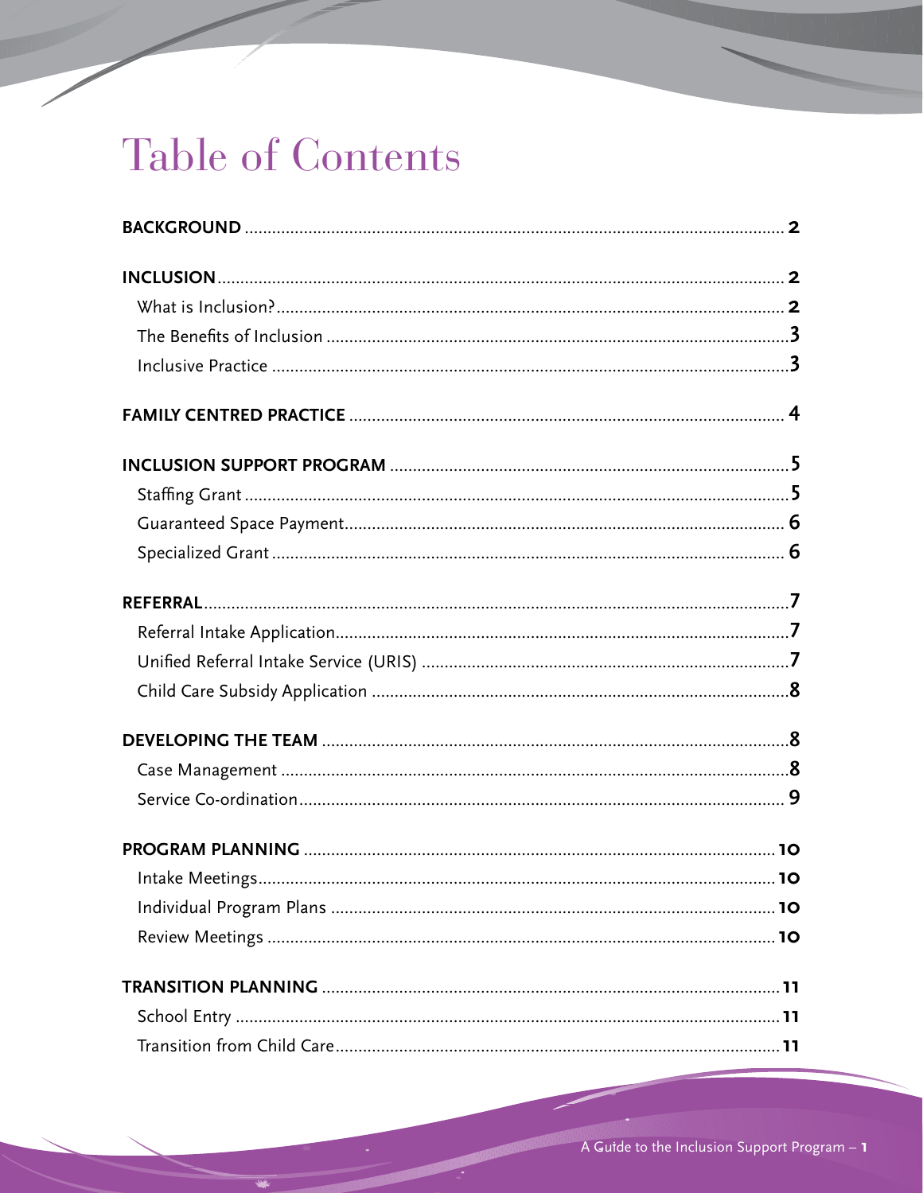# Table of Contents

**BACKGROUND** ........ **2**

**INCLUSION** ........ **2**

- What is Inclusion? ........ **2**
- The Benefits of Inclusion ........ **3**
- Inclusive Practice ........ **3**

**FAMILY CENTRED PRACTICE** ........ **4**

**INCLUSION SUPPORT PROGRAM** ........ **5**

- Staffing Grant ........ **5**
- Guaranteed Space Payment ........ **6**
- Specialized Grant ........ **6**

**REFERRAL** ........ **7**

- Referral Intake Application ........ **7**
- Unified Referral Intake Service (URIS) ........ **7**
- Child Care Subsidy Application ........ **8**

**DEVELOPING THE TEAM** ........ **8**

- Case Management ........ **8**
- Service Co-ordination ........ **9**

**PROGRAM PLANNING** ........ **10**

- Intake Meetings ........ **10**
- Individual Program Plans ........ **10**
- Review Meetings ........ **10**

**TRANSITION PLANNING** ........ **11**

- School Entry ........ **11**
- Transition from Child Care ........ **11**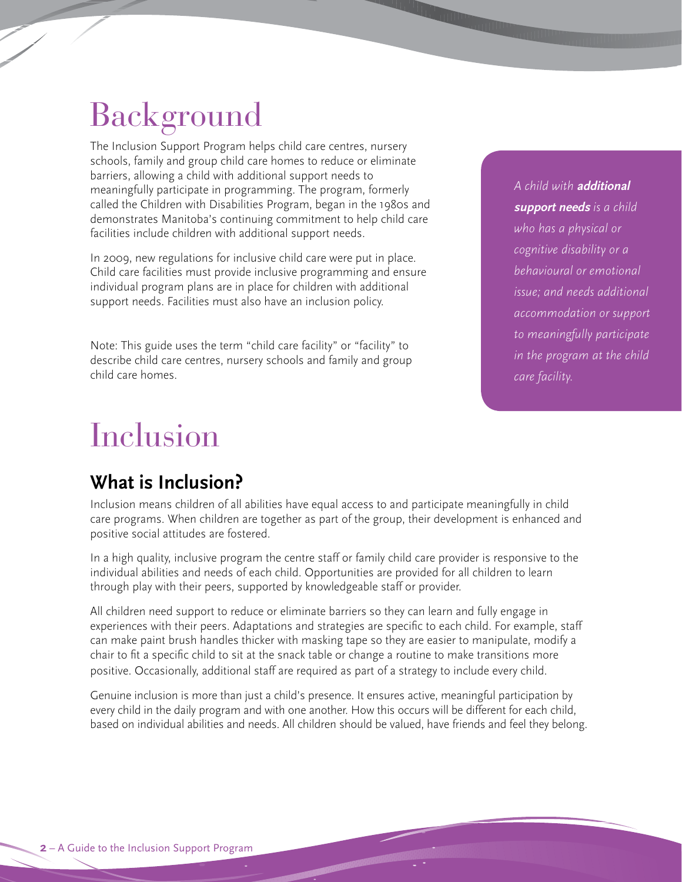# Background

The Inclusion Support Program helps child care centres, nursery schools, family and group child care homes to reduce or eliminate barriers, allowing a child with additional support needs to meaningfully participate in programming. The program, formerly called the Children with Disabilities Program, began in the 1980s and demonstrates Manitoba's continuing commitment to help child care facilities include children with additional support needs.

In 2009, new regulations for inclusive child care were put in place. Child care facilities must provide inclusive programming and ensure individual program plans are in place for children with additional support needs. Facilities must also have an inclusion policy.

Note: This guide uses the term "child care facility" or "facility" to describe child care centres, nursery schools and family and group child care homes.

*A child with **additional support needs** is a child who has a physical or cognitive disability or a behavioural or emotional issue; and needs additional accommodation or support to meaningfully participate in the program at the child care facility.*

# Inclusion

## What is Inclusion?

Inclusion means children of all abilities have equal access to and participate meaningfully in child care programs. When children are together as part of the group, their development is enhanced and positive social attitudes are fostered.

In a high quality, inclusive program the centre staff or family child care provider is responsive to the individual abilities and needs of each child. Opportunities are provided for all children to learn through play with their peers, supported by knowledgeable staff or provider.

All children need support to reduce or eliminate barriers so they can learn and fully engage in experiences with their peers. Adaptations and strategies are specific to each child. For example, staff can make paint brush handles thicker with masking tape so they are easier to manipulate, modify a chair to fit a specific child to sit at the snack table or change a routine to make transitions more positive. Occasionally, additional staff are required as part of a strategy to include every child.

Genuine inclusion is more than just a child's presence. It ensures active, meaningful participation by every child in the daily program and with one another. How this occurs will be different for each child, based on individual abilities and needs. All children should be valued, have friends and feel they belong.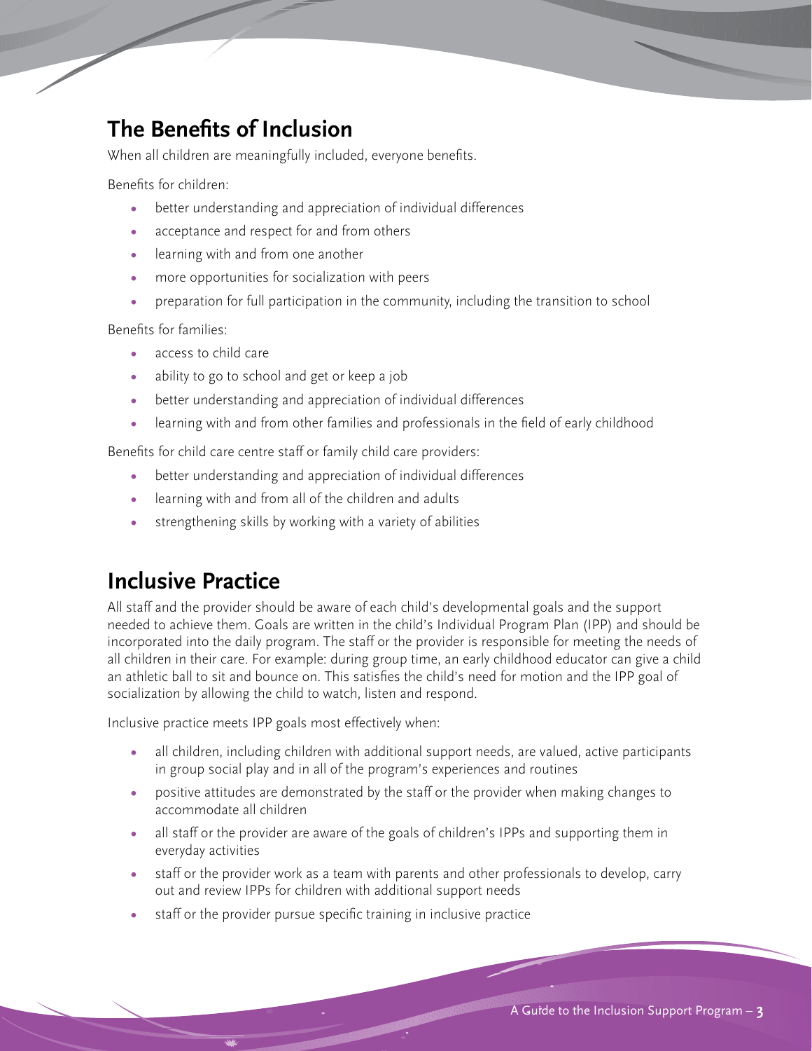## The Benefits of Inclusion

When all children are meaningfully included, everyone benefits.

Benefits for children:

- better understanding and appreciation of individual differences
- acceptance and respect for and from others
- learning with and from one another
- more opportunities for socialization with peers
- preparation for full participation in the community, including the transition to school

Benefits for families:

- access to child care
- ability to go to school and get or keep a job
- better understanding and appreciation of individual differences
- learning with and from other families and professionals in the field of early childhood

Benefits for child care centre staff or family child care providers:

- better understanding and appreciation of individual differences
- learning with and from all of the children and adults
- strengthening skills by working with a variety of abilities

## Inclusive Practice

All staff and the provider should be aware of each child's developmental goals and the support needed to achieve them. Goals are written in the child's Individual Program Plan (IPP) and should be incorporated into the daily program. The staff or the provider is responsible for meeting the needs of all children in their care. For example: during group time, an early childhood educator can give a child an athletic ball to sit and bounce on. This satisfies the child's need for motion and the IPP goal of socialization by allowing the child to watch, listen and respond.

Inclusive practice meets IPP goals most effectively when:

- all children, including children with additional support needs, are valued, active participants in group social play and in all of the program's experiences and routines
- positive attitudes are demonstrated by the staff or the provider when making changes to accommodate all children
- all staff or the provider are aware of the goals of children's IPPs and supporting them in everyday activities
- staff or the provider work as a team with parents and other professionals to develop, carry out and review IPPs for children with additional support needs
- staff or the provider pursue specific training in inclusive practice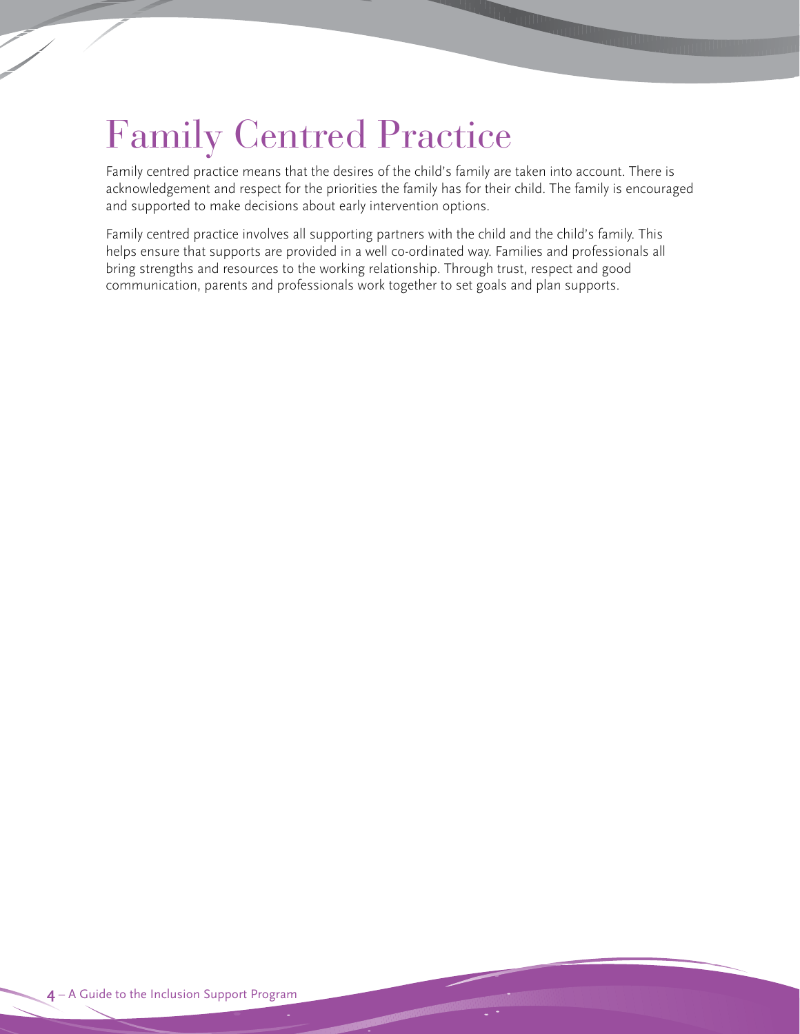# Family Centred Practice

Family centred practice means that the desires of the child's family are taken into account. There is acknowledgement and respect for the priorities the family has for their child. The family is encouraged and supported to make decisions about early intervention options.

Family centred practice involves all supporting partners with the child and the child's family. This helps ensure that supports are provided in a well co-ordinated way. Families and professionals all bring strengths and resources to the working relationship. Through trust, respect and good communication, parents and professionals work together to set goals and plan supports.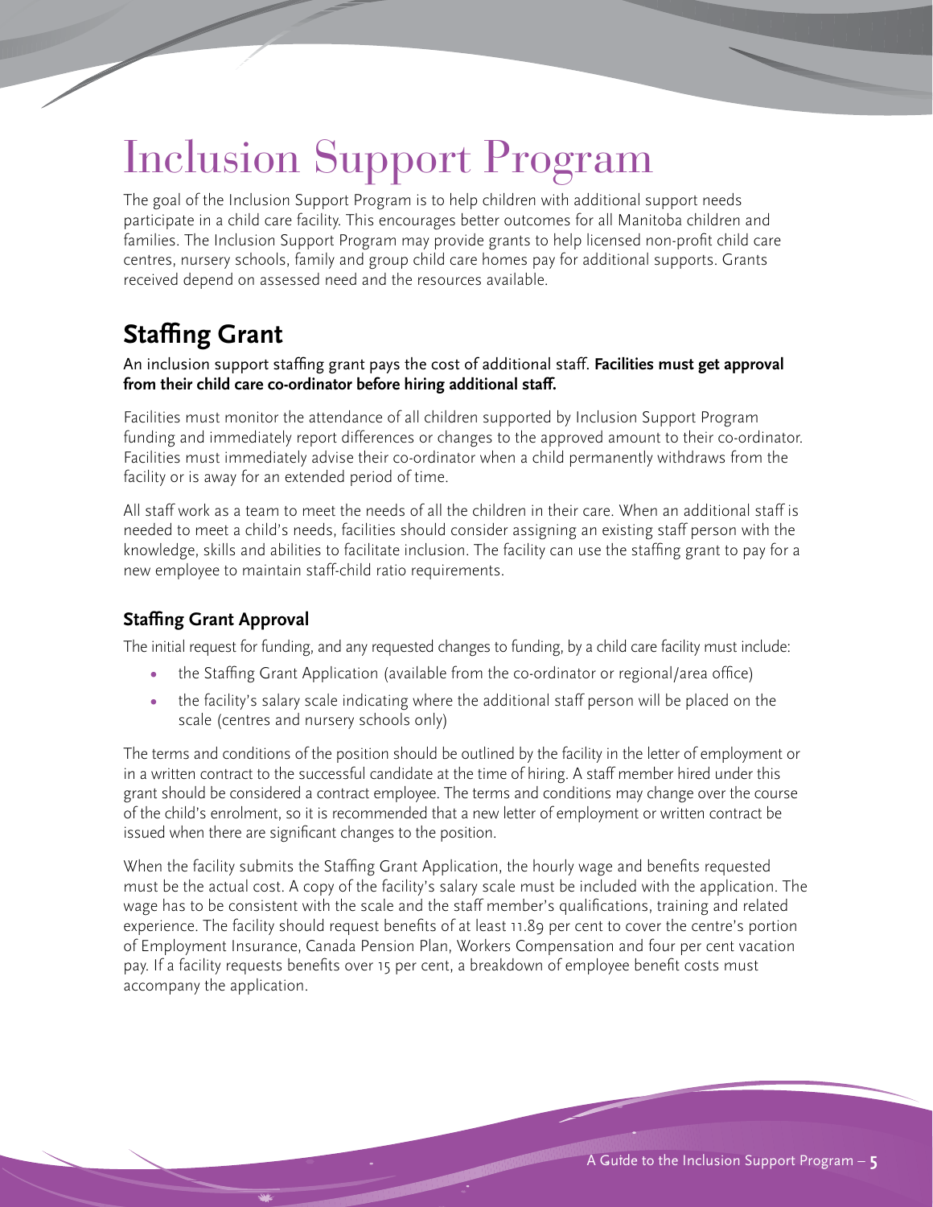# Inclusion Support Program

The goal of the Inclusion Support Program is to help children with additional support needs participate in a child care facility. This encourages better outcomes for all Manitoba children and families. The Inclusion Support Program may provide grants to help licensed non-profit child care centres, nursery schools, family and group child care homes pay for additional supports. Grants received depend on assessed need and the resources available.

## Staffing Grant

An inclusion support staffing grant pays the cost of additional staff. **Facilities must get approval from their child care co-ordinator before hiring additional staff.**

Facilities must monitor the attendance of all children supported by Inclusion Support Program funding and immediately report differences or changes to the approved amount to their co-ordinator. Facilities must immediately advise their co-ordinator when a child permanently withdraws from the facility or is away for an extended period of time.

All staff work as a team to meet the needs of all the children in their care. When an additional staff is needed to meet a child's needs, facilities should consider assigning an existing staff person with the knowledge, skills and abilities to facilitate inclusion. The facility can use the staffing grant to pay for a new employee to maintain staff-child ratio requirements.

### Staffing Grant Approval

The initial request for funding, and any requested changes to funding, by a child care facility must include:

- the Staffing Grant Application (available from the co-ordinator or regional/area office)
- the facility's salary scale indicating where the additional staff person will be placed on the scale (centres and nursery schools only)

The terms and conditions of the position should be outlined by the facility in the letter of employment or in a written contract to the successful candidate at the time of hiring. A staff member hired under this grant should be considered a contract employee. The terms and conditions may change over the course of the child's enrolment, so it is recommended that a new letter of employment or written contract be issued when there are significant changes to the position.

When the facility submits the Staffing Grant Application, the hourly wage and benefits requested must be the actual cost. A copy of the facility's salary scale must be included with the application. The wage has to be consistent with the scale and the staff member's qualifications, training and related experience. The facility should request benefits of at least 11.89 per cent to cover the centre's portion of Employment Insurance, Canada Pension Plan, Workers Compensation and four per cent vacation pay. If a facility requests benefits over 15 per cent, a breakdown of employee benefit costs must accompany the application.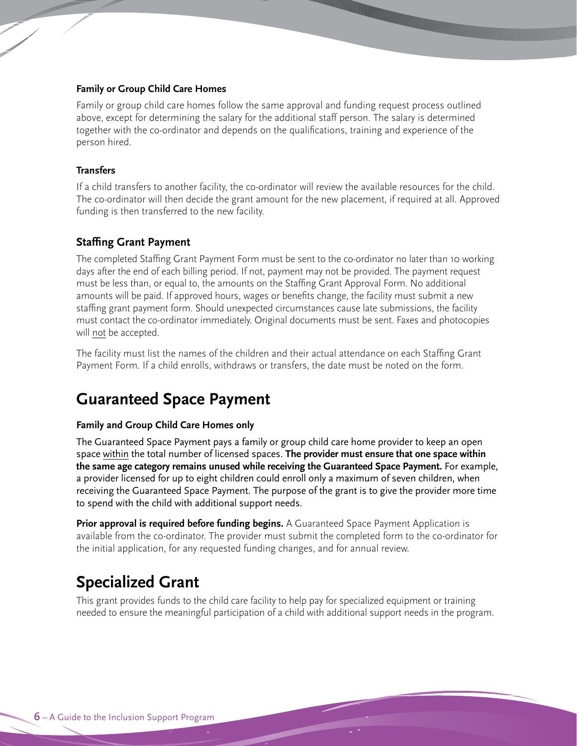#### Family or Group Child Care Homes

Family or group child care homes follow the same approval and funding request process outlined above, except for determining the salary for the additional staff person. The salary is determined together with the co-ordinator and depends on the qualifications, training and experience of the person hired.

#### Transfers

If a child transfers to another facility, the co-ordinator will review the available resources for the child. The co-ordinator will then decide the grant amount for the new placement, if required at all. Approved funding is then transferred to the new facility.

### Staffing Grant Payment

The completed Staffing Grant Payment Form must be sent to the co-ordinator no later than 10 working days after the end of each billing period. If not, payment may not be provided. The payment request must be less than, or equal to, the amounts on the Staffing Grant Approval Form. No additional amounts will be paid. If approved hours, wages or benefits change, the facility must submit a new staffing grant payment form. Should unexpected circumstances cause late submissions, the facility must contact the co-ordinator immediately. Original documents must be sent. Faxes and photocopies will not be accepted.

The facility must list the names of the children and their actual attendance on each Staffing Grant Payment Form. If a child enrolls, withdraws or transfers, the date must be noted on the form.

## Guaranteed Space Payment

#### Family and Group Child Care Homes only

The Guaranteed Space Payment pays a family or group child care home provider to keep an open space within the total number of licensed spaces. **The provider must ensure that one space within the same age category remains unused while receiving the Guaranteed Space Payment.** For example, a provider licensed for up to eight children could enroll only a maximum of seven children, when receiving the Guaranteed Space Payment. The purpose of the grant is to give the provider more time to spend with the child with additional support needs.

**Prior approval is required before funding begins.** A Guaranteed Space Payment Application is available from the co-ordinator. The provider must submit the completed form to the co-ordinator for the initial application, for any requested funding changes, and for annual review.

## Specialized Grant

This grant provides funds to the child care facility to help pay for specialized equipment or training needed to ensure the meaningful participation of a child with additional support needs in the program.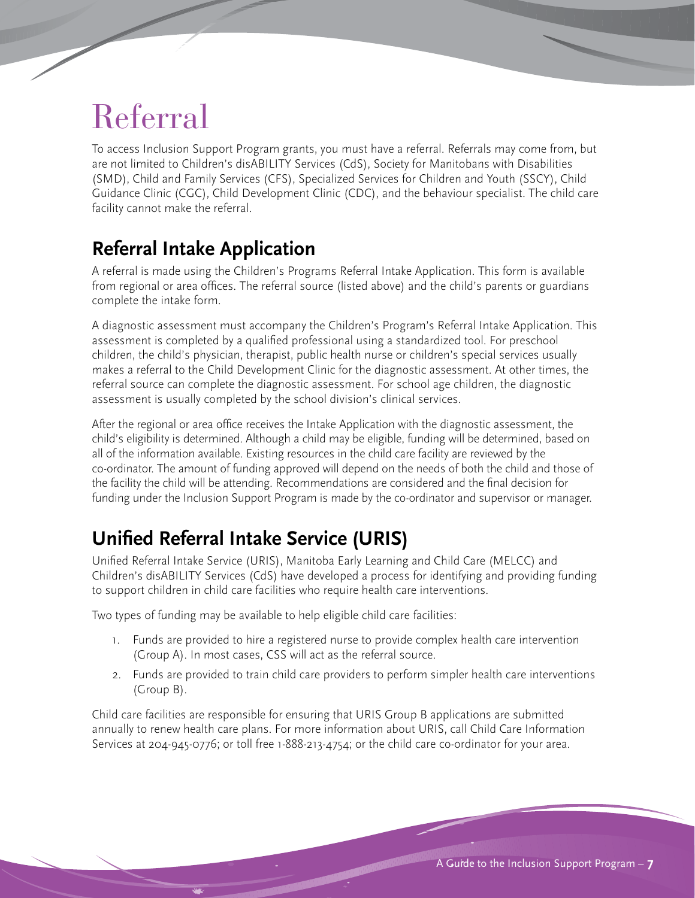# Referral

To access Inclusion Support Program grants, you must have a referral. Referrals may come from, but are not limited to Children's disABILITY Services (CdS), Society for Manitobans with Disabilities (SMD), Child and Family Services (CFS), Specialized Services for Children and Youth (SSCY), Child Guidance Clinic (CGC), Child Development Clinic (CDC), and the behaviour specialist. The child care facility cannot make the referral.

## Referral Intake Application

A referral is made using the Children's Programs Referral Intake Application. This form is available from regional or area offices. The referral source (listed above) and the child's parents or guardians complete the intake form.

A diagnostic assessment must accompany the Children's Program's Referral Intake Application. This assessment is completed by a qualified professional using a standardized tool. For preschool children, the child's physician, therapist, public health nurse or children's special services usually makes a referral to the Child Development Clinic for the diagnostic assessment. At other times, the referral source can complete the diagnostic assessment. For school age children, the diagnostic assessment is usually completed by the school division's clinical services.

After the regional or area office receives the Intake Application with the diagnostic assessment, the child's eligibility is determined. Although a child may be eligible, funding will be determined, based on all of the information available. Existing resources in the child care facility are reviewed by the co-ordinator. The amount of funding approved will depend on the needs of both the child and those of the facility the child will be attending. Recommendations are considered and the final decision for funding under the Inclusion Support Program is made by the co-ordinator and supervisor or manager.

## Unified Referral Intake Service (URIS)

Unified Referral Intake Service (URIS), Manitoba Early Learning and Child Care (MELCC) and Children's disABILITY Services (CdS) have developed a process for identifying and providing funding to support children in child care facilities who require health care interventions.

Two types of funding may be available to help eligible child care facilities:

1. Funds are provided to hire a registered nurse to provide complex health care intervention (Group A). In most cases, CSS will act as the referral source.
2. Funds are provided to train child care providers to perform simpler health care interventions (Group B).

Child care facilities are responsible for ensuring that URIS Group B applications are submitted annually to renew health care plans. For more information about URIS, call Child Care Information Services at 204-945-0776; or toll free 1-888-213-4754; or the child care co-ordinator for your area.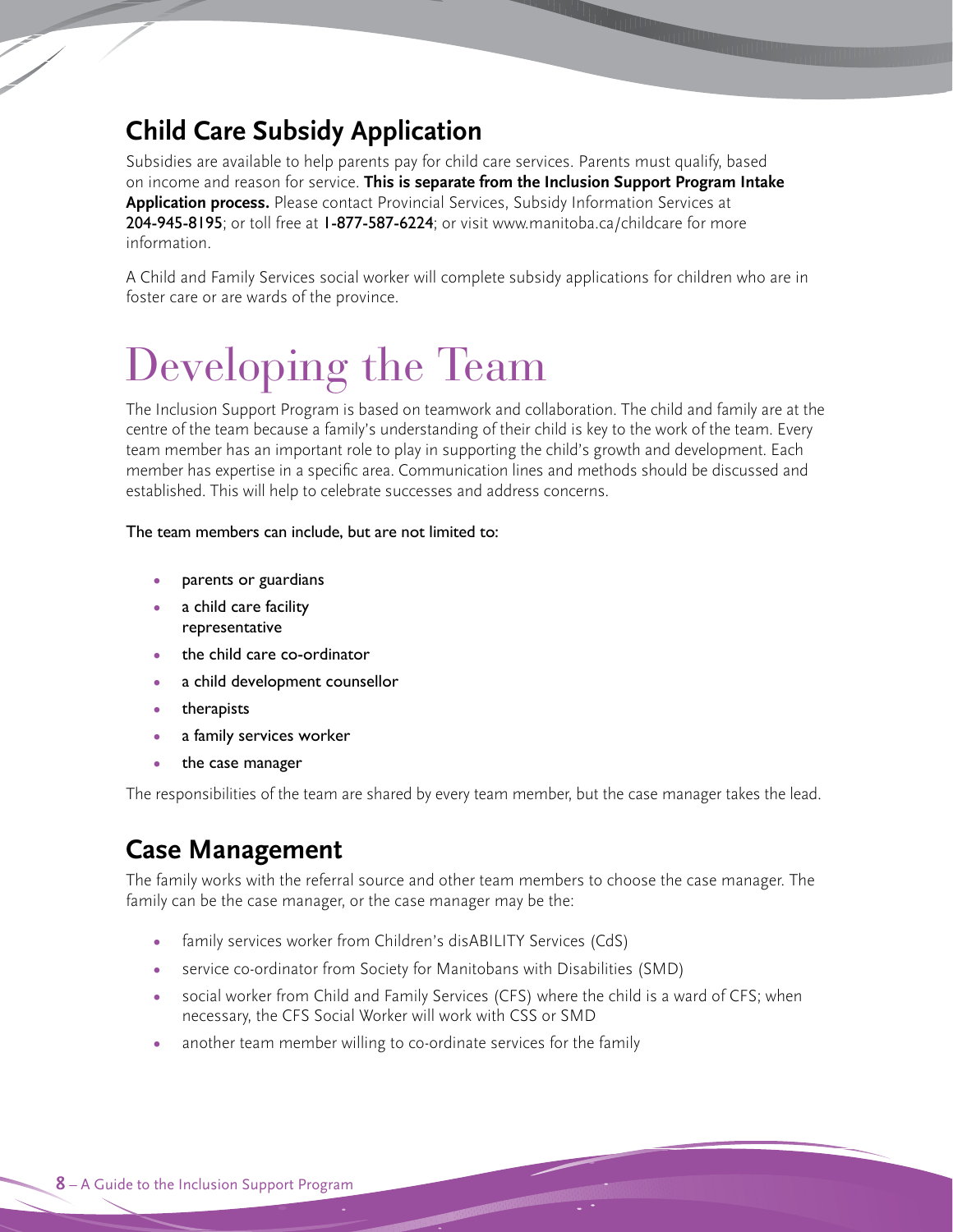## Child Care Subsidy Application

Subsidies are available to help parents pay for child care services. Parents must qualify, based on income and reason for service. **This is separate from the Inclusion Support Program Intake Application process.** Please contact Provincial Services, Subsidy Information Services at 204-945-8195; or toll free at 1-877-587-6224; or visit www.manitoba.ca/childcare for more information.

A Child and Family Services social worker will complete subsidy applications for children who are in foster care or are wards of the province.

# Developing the Team

The Inclusion Support Program is based on teamwork and collaboration. The child and family are at the centre of the team because a family's understanding of their child is key to the work of the team. Every team member has an important role to play in supporting the child's growth and development. Each member has expertise in a specific area. Communication lines and methods should be discussed and established. This will help to celebrate successes and address concerns.

The team members can include, but are not limited to:

- parents or guardians
- a child care facility representative
- the child care co-ordinator
- a child development counsellor
- therapists
- a family services worker
- the case manager

The responsibilities of the team are shared by every team member, but the case manager takes the lead.

## Case Management

The family works with the referral source and other team members to choose the case manager. The family can be the case manager, or the case manager may be the:

- family services worker from Children's disABILITY Services (CdS)
- service co-ordinator from Society for Manitobans with Disabilities (SMD)
- social worker from Child and Family Services (CFS) where the child is a ward of CFS; when necessary, the CFS Social Worker will work with CSS or SMD
- another team member willing to co-ordinate services for the family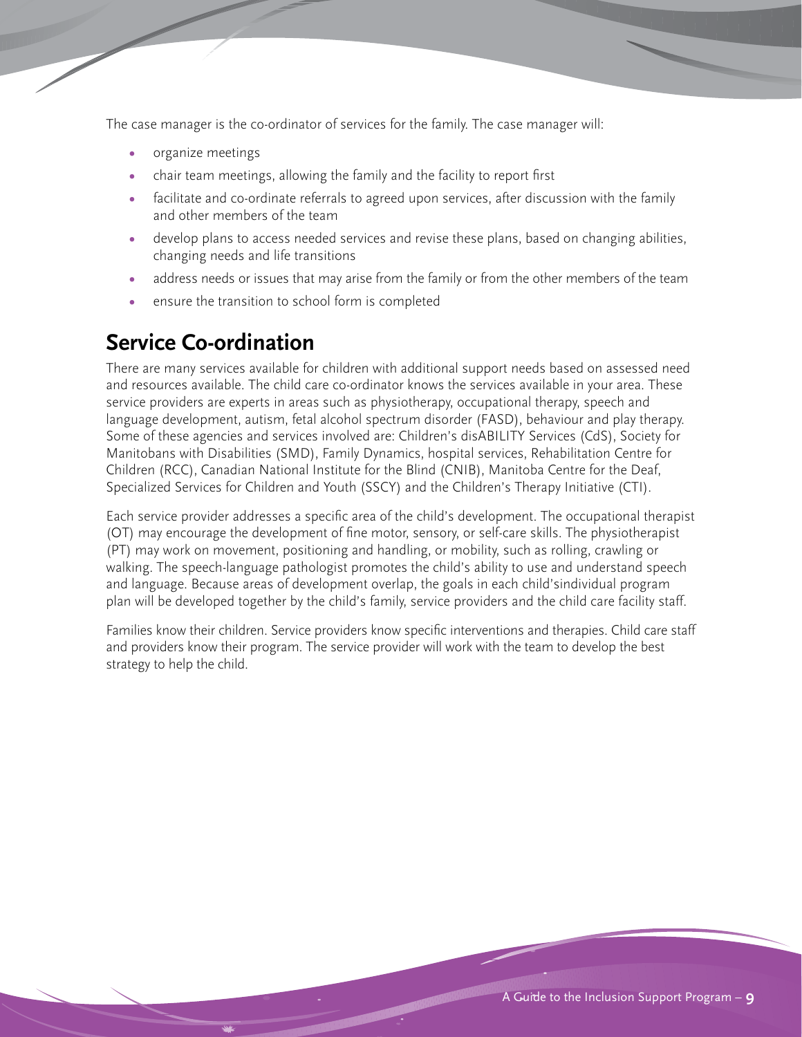The case manager is the co-ordinator of services for the family. The case manager will:

- organize meetings
- chair team meetings, allowing the family and the facility to report first
- facilitate and co-ordinate referrals to agreed upon services, after discussion with the family and other members of the team
- develop plans to access needed services and revise these plans, based on changing abilities, changing needs and life transitions
- address needs or issues that may arise from the family or from the other members of the team
- ensure the transition to school form is completed

## Service Co-ordination

There are many services available for children with additional support needs based on assessed need and resources available. The child care co-ordinator knows the services available in your area. These service providers are experts in areas such as physiotherapy, occupational therapy, speech and language development, autism, fetal alcohol spectrum disorder (FASD), behaviour and play therapy. Some of these agencies and services involved are: Children's disABILITY Services (CdS), Society for Manitobans with Disabilities (SMD), Family Dynamics, hospital services, Rehabilitation Centre for Children (RCC), Canadian National Institute for the Blind (CNIB), Manitoba Centre for the Deaf, Specialized Services for Children and Youth (SSCY) and the Children's Therapy Initiative (CTI).

Each service provider addresses a specific area of the child's development. The occupational therapist (OT) may encourage the development of fine motor, sensory, or self-care skills. The physiotherapist (PT) may work on movement, positioning and handling, or mobility, such as rolling, crawling or walking. The speech-language pathologist promotes the child's ability to use and understand speech and language. Because areas of development overlap, the goals in each child'sindividual program plan will be developed together by the child's family, service providers and the child care facility staff.

Families know their children. Service providers know specific interventions and therapies. Child care staff and providers know their program. The service provider will work with the team to develop the best strategy to help the child.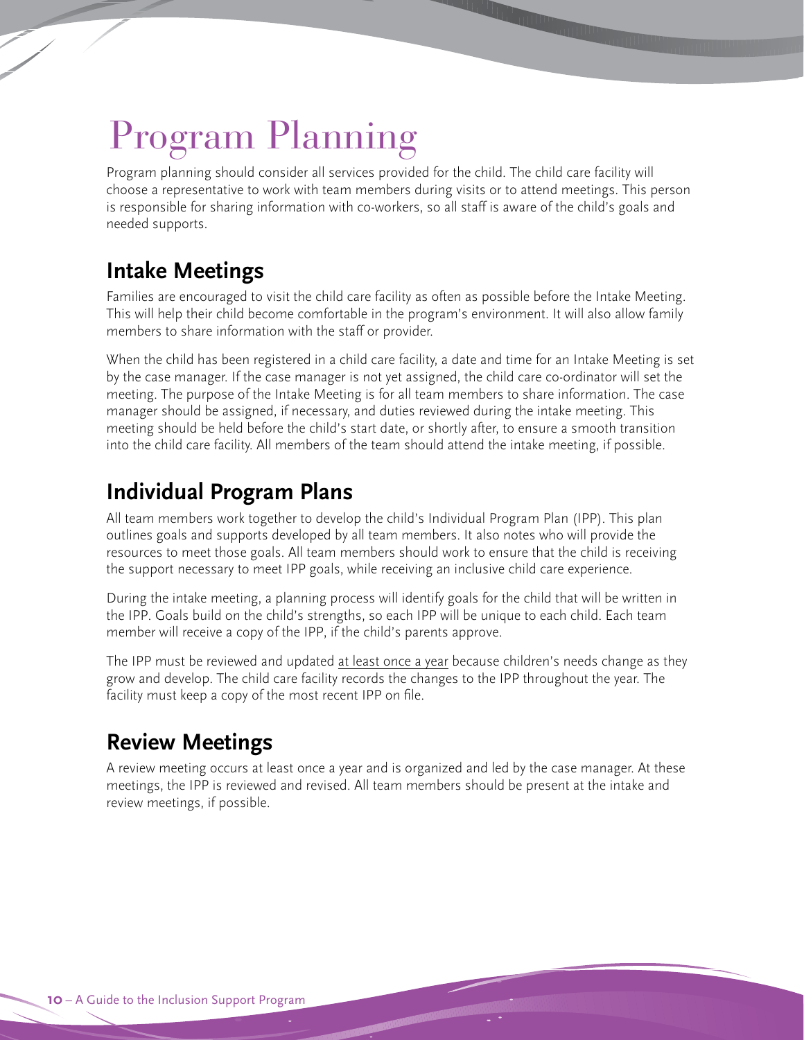# Program Planning

Program planning should consider all services provided for the child. The child care facility will choose a representative to work with team members during visits or to attend meetings. This person is responsible for sharing information with co-workers, so all staff is aware of the child's goals and needed supports.

## Intake Meetings

Families are encouraged to visit the child care facility as often as possible before the Intake Meeting. This will help their child become comfortable in the program's environment. It will also allow family members to share information with the staff or provider.

When the child has been registered in a child care facility, a date and time for an Intake Meeting is set by the case manager. If the case manager is not yet assigned, the child care co-ordinator will set the meeting. The purpose of the Intake Meeting is for all team members to share information. The case manager should be assigned, if necessary, and duties reviewed during the intake meeting. This meeting should be held before the child's start date, or shortly after, to ensure a smooth transition into the child care facility. All members of the team should attend the intake meeting, if possible.

## Individual Program Plans

All team members work together to develop the child's Individual Program Plan (IPP). This plan outlines goals and supports developed by all team members. It also notes who will provide the resources to meet those goals. All team members should work to ensure that the child is receiving the support necessary to meet IPP goals, while receiving an inclusive child care experience.

During the intake meeting, a planning process will identify goals for the child that will be written in the IPP. Goals build on the child's strengths, so each IPP will be unique to each child. Each team member will receive a copy of the IPP, if the child's parents approve.

The IPP must be reviewed and updated <u>at least once a year</u> because children's needs change as they grow and develop. The child care facility records the changes to the IPP throughout the year. The facility must keep a copy of the most recent IPP on file.

## Review Meetings

A review meeting occurs at least once a year and is organized and led by the case manager. At these meetings, the IPP is reviewed and revised. All team members should be present at the intake and review meetings, if possible.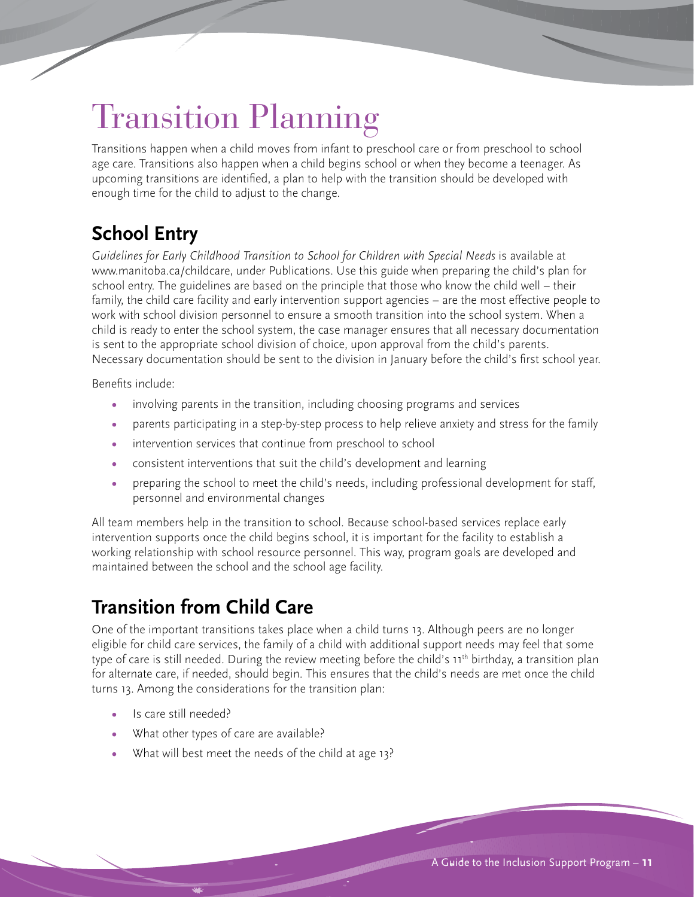# Transition Planning

Transitions happen when a child moves from infant to preschool care or from preschool to school age care. Transitions also happen when a child begins school or when they become a teenager. As upcoming transitions are identified, a plan to help with the transition should be developed with enough time for the child to adjust to the change.

## School Entry

*Guidelines for Early Childhood Transition to School for Children with Special Needs* is available at www.manitoba.ca/childcare, under Publications. Use this guide when preparing the child's plan for school entry. The guidelines are based on the principle that those who know the child well – their family, the child care facility and early intervention support agencies – are the most effective people to work with school division personnel to ensure a smooth transition into the school system. When a child is ready to enter the school system, the case manager ensures that all necessary documentation is sent to the appropriate school division of choice, upon approval from the child's parents. Necessary documentation should be sent to the division in January before the child's first school year.

Benefits include:

- involving parents in the transition, including choosing programs and services
- parents participating in a step-by-step process to help relieve anxiety and stress for the family
- intervention services that continue from preschool to school
- consistent interventions that suit the child's development and learning
- preparing the school to meet the child's needs, including professional development for staff, personnel and environmental changes

All team members help in the transition to school. Because school-based services replace early intervention supports once the child begins school, it is important for the facility to establish a working relationship with school resource personnel. This way, program goals are developed and maintained between the school and the school age facility.

## Transition from Child Care

One of the important transitions takes place when a child turns 13. Although peers are no longer eligible for child care services, the family of a child with additional support needs may feel that some type of care is still needed. During the review meeting before the child's 11th birthday, a transition plan for alternate care, if needed, should begin. This ensures that the child's needs are met once the child turns 13. Among the considerations for the transition plan:

- Is care still needed?
- What other types of care are available?
- What will best meet the needs of the child at age 13?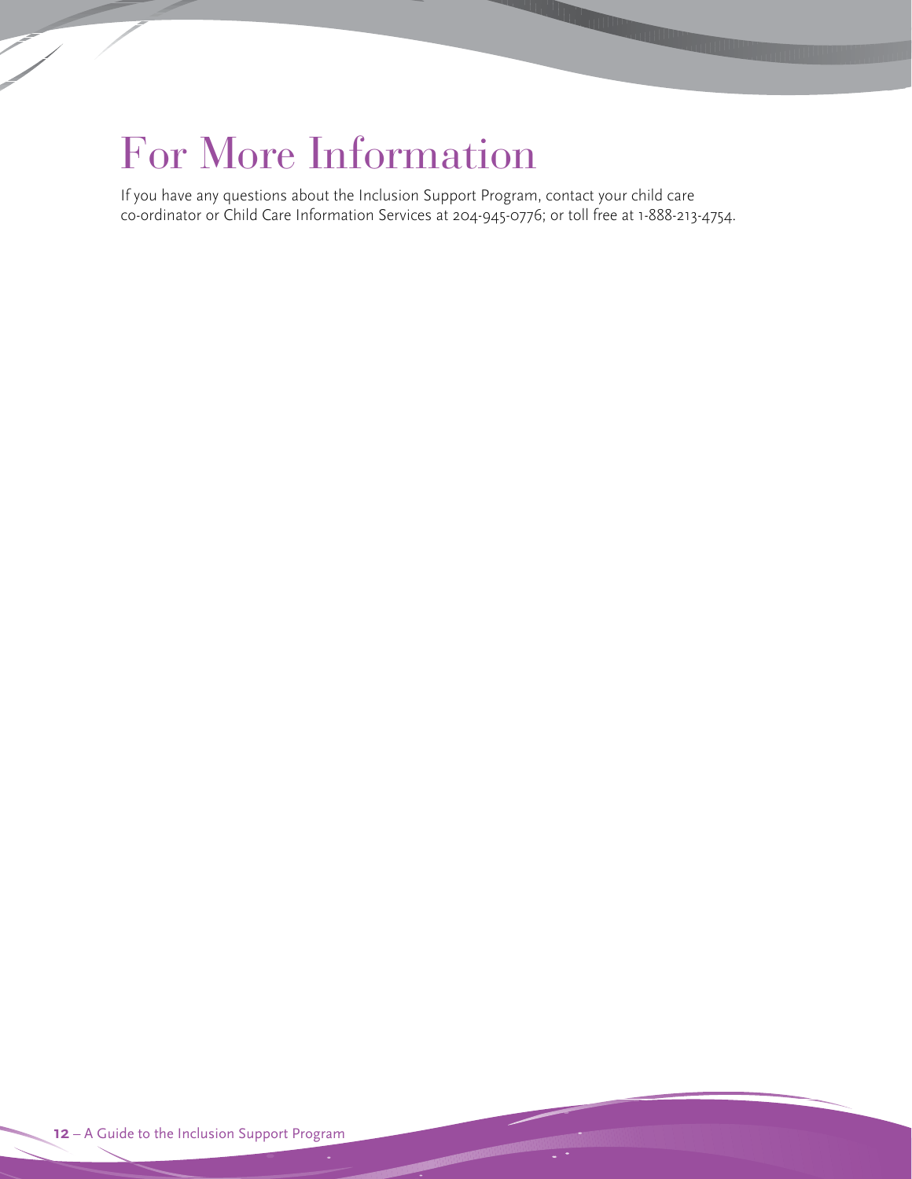# For More Information

If you have any questions about the Inclusion Support Program, contact your child care co-ordinator or Child Care Information Services at 204-945-0776; or toll free at 1-888-213-4754.